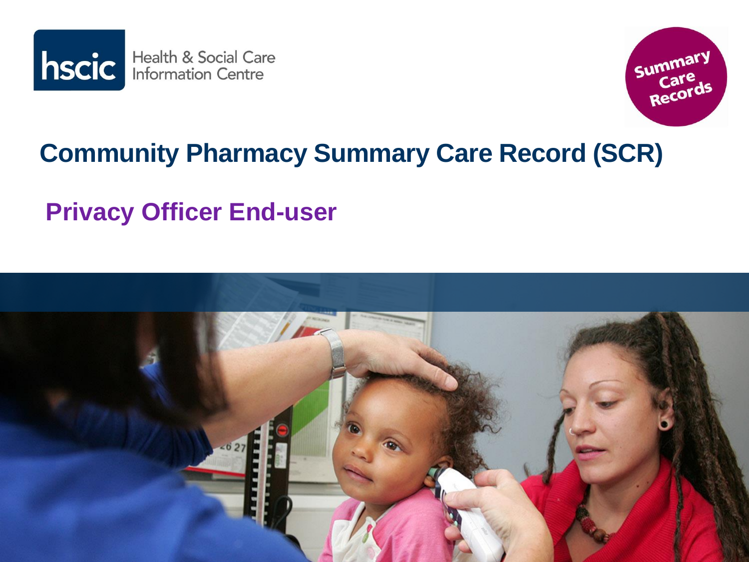hscic Health & Social Care Information Centre

Summary Care Records

# Community Pharmacy Summary Care Record (SCR)

## Privacy Officer End-user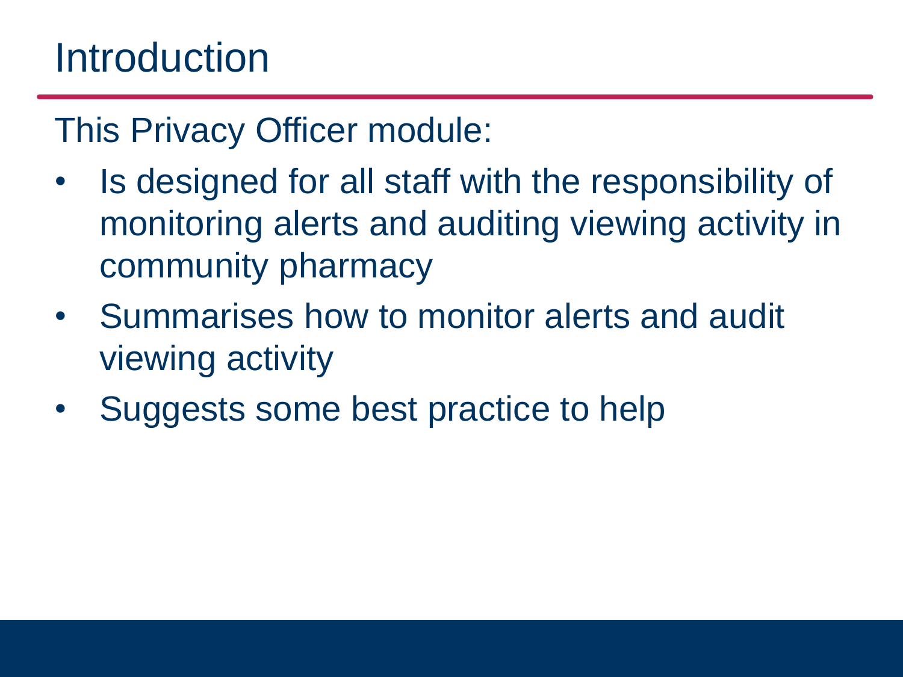# Introduction

This Privacy Officer module:

- Is designed for all staff with the responsibility of monitoring alerts and auditing viewing activity in community pharmacy
- Summarises how to monitor alerts and audit viewing activity
- Suggests some best practice to help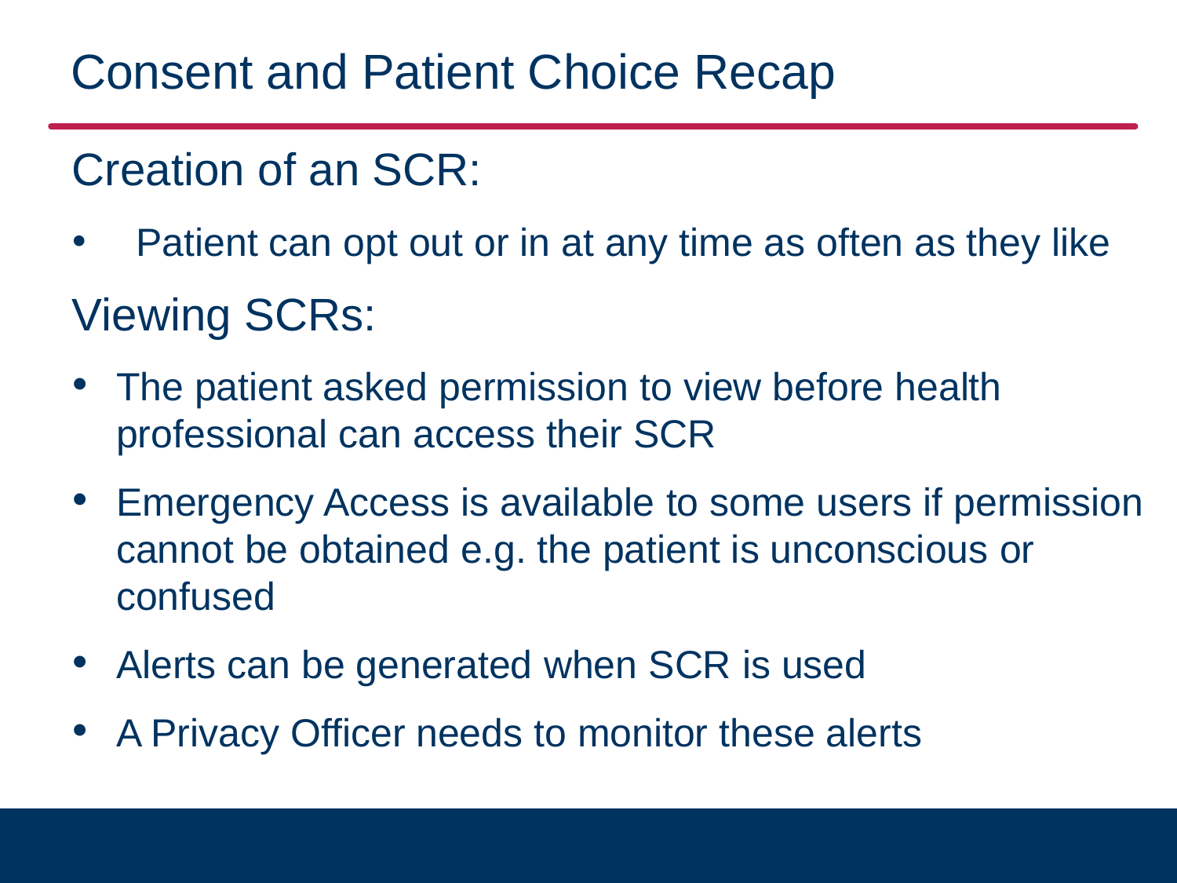# Consent and Patient Choice Recap

## Creation of an SCR:

- Patient can opt out or in at any time as often as they like

## Viewing SCRs:

- The patient asked permission to view before health professional can access their SCR
- Emergency Access is available to some users if permission cannot be obtained e.g. the patient is unconscious or confused
- Alerts can be generated when SCR is used
- A Privacy Officer needs to monitor these alerts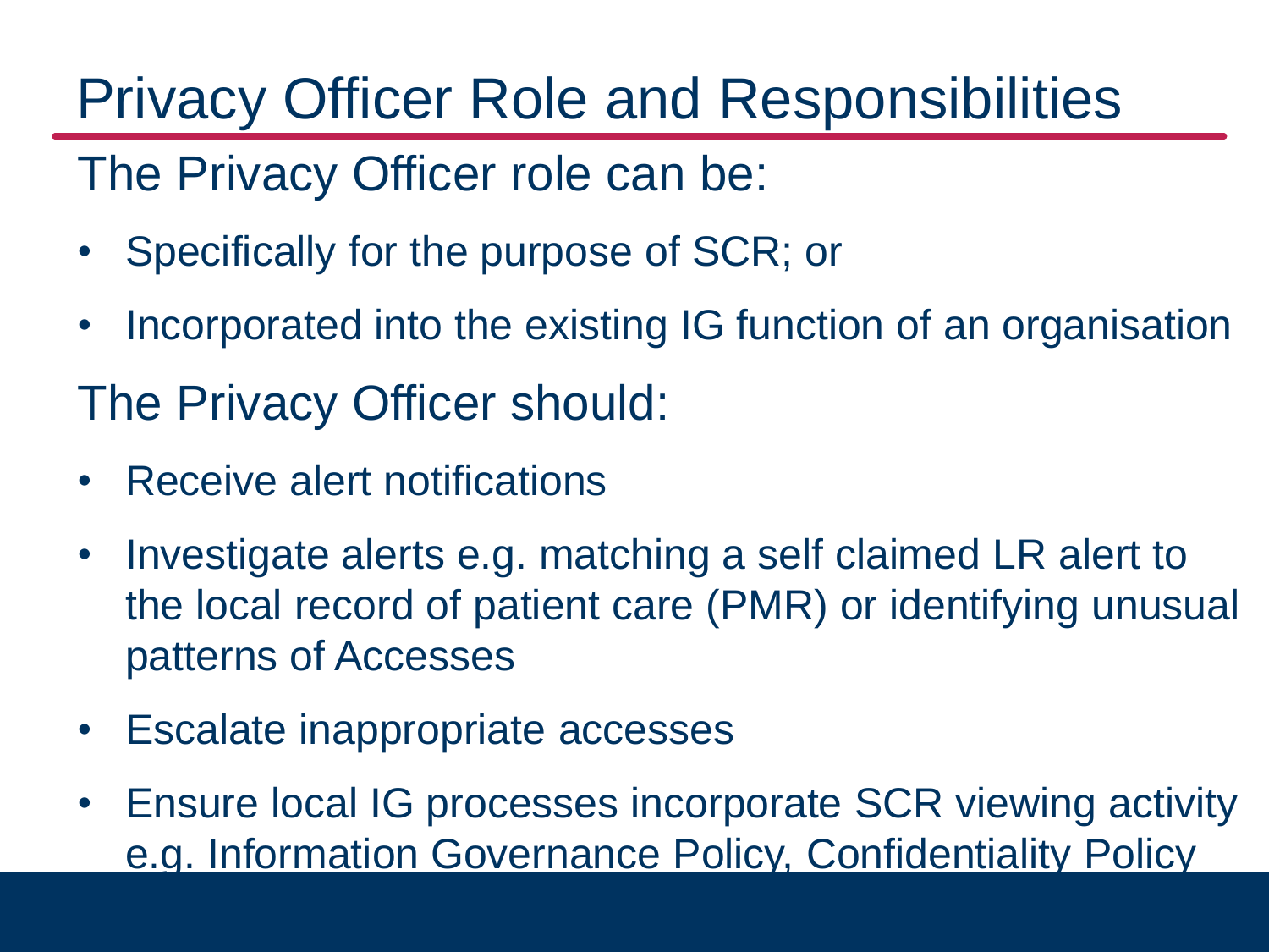# Privacy Officer Role and Responsibilities

The Privacy Officer role can be:

- Specifically for the purpose of SCR; or
- Incorporated into the existing IG function of an organisation

The Privacy Officer should:

- Receive alert notifications
- Investigate alerts e.g. matching a self claimed LR alert to the local record of patient care (PMR) or identifying unusual patterns of Accesses
- Escalate inappropriate accesses
- Ensure local IG processes incorporate SCR viewing activity e.g. Information Governance Policy, Confidentiality Policy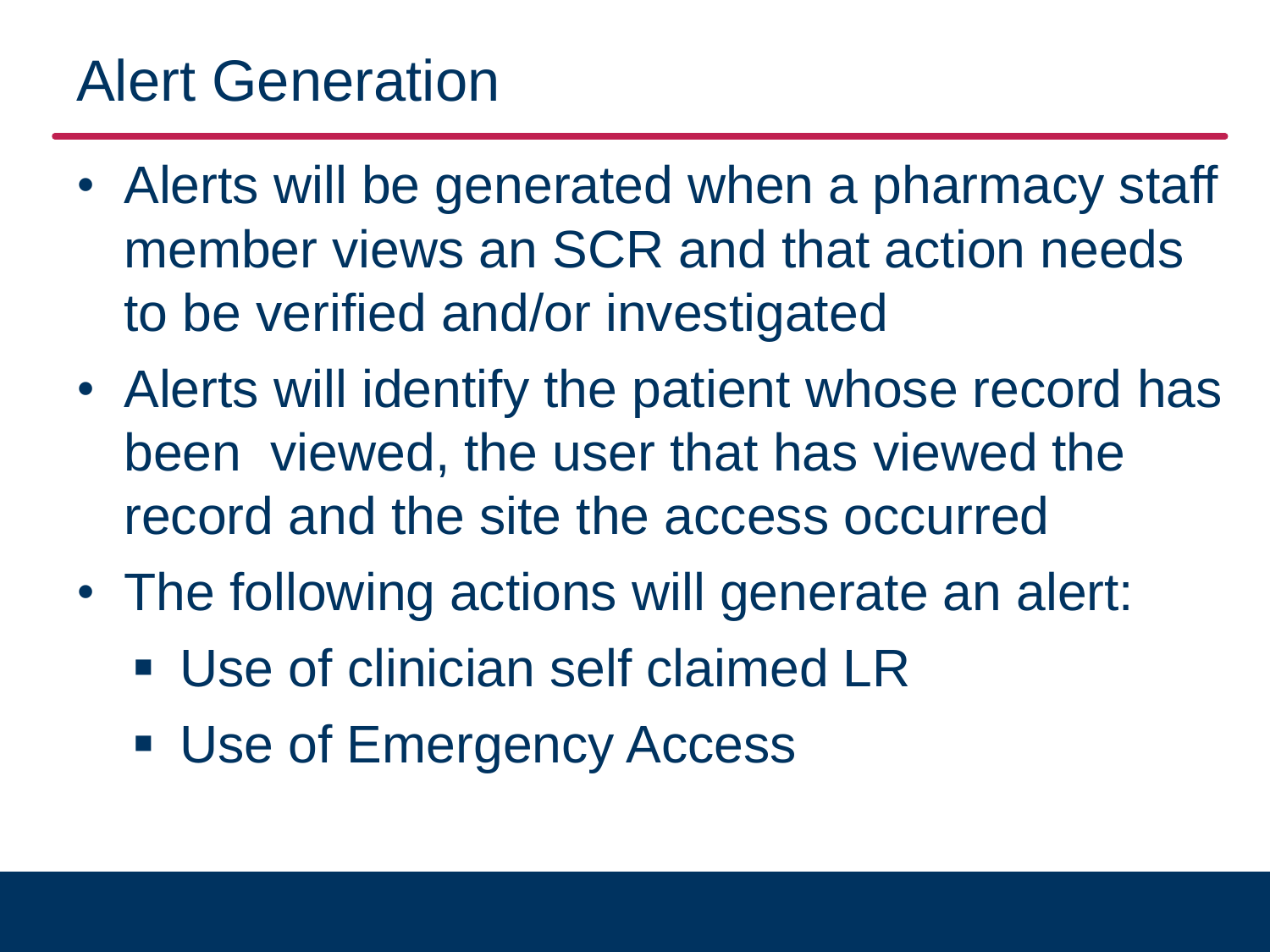# Alert Generation

- Alerts will be generated when a pharmacy staff member views an SCR and that action needs to be verified and/or investigated
- Alerts will identify the patient whose record has been viewed, the user that has viewed the record and the site the access occurred
- The following actions will generate an alert:
  - Use of clinician self claimed LR
  - Use of Emergency Access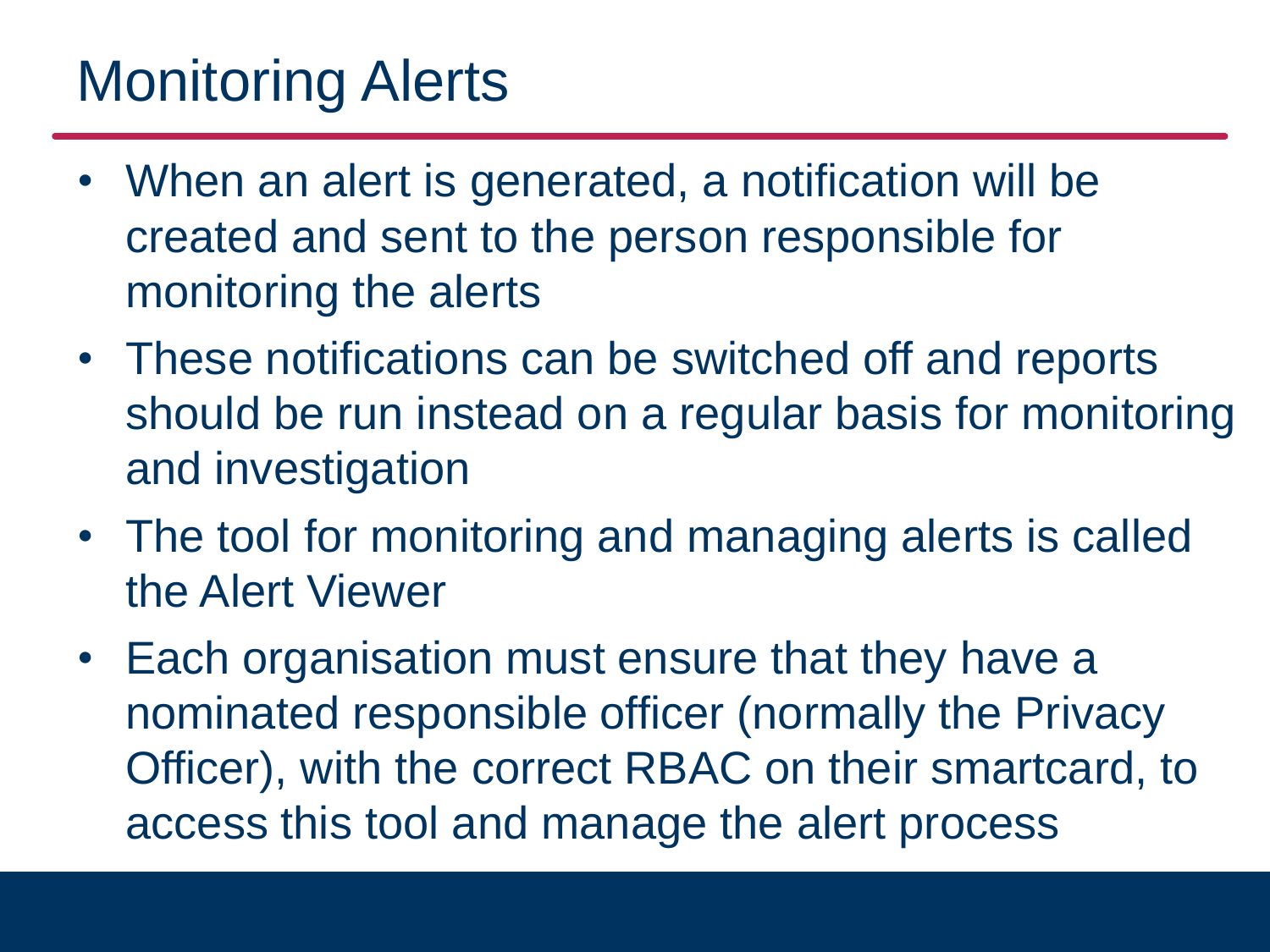# Monitoring Alerts

- When an alert is generated, a notification will be created and sent to the person responsible for monitoring the alerts
- These notifications can be switched off and reports should be run instead on a regular basis for monitoring and investigation
- The tool for monitoring and managing alerts is called the Alert Viewer
- Each organisation must ensure that they have a nominated responsible officer (normally the Privacy Officer), with the correct RBAC on their smartcard, to access this tool and manage the alert process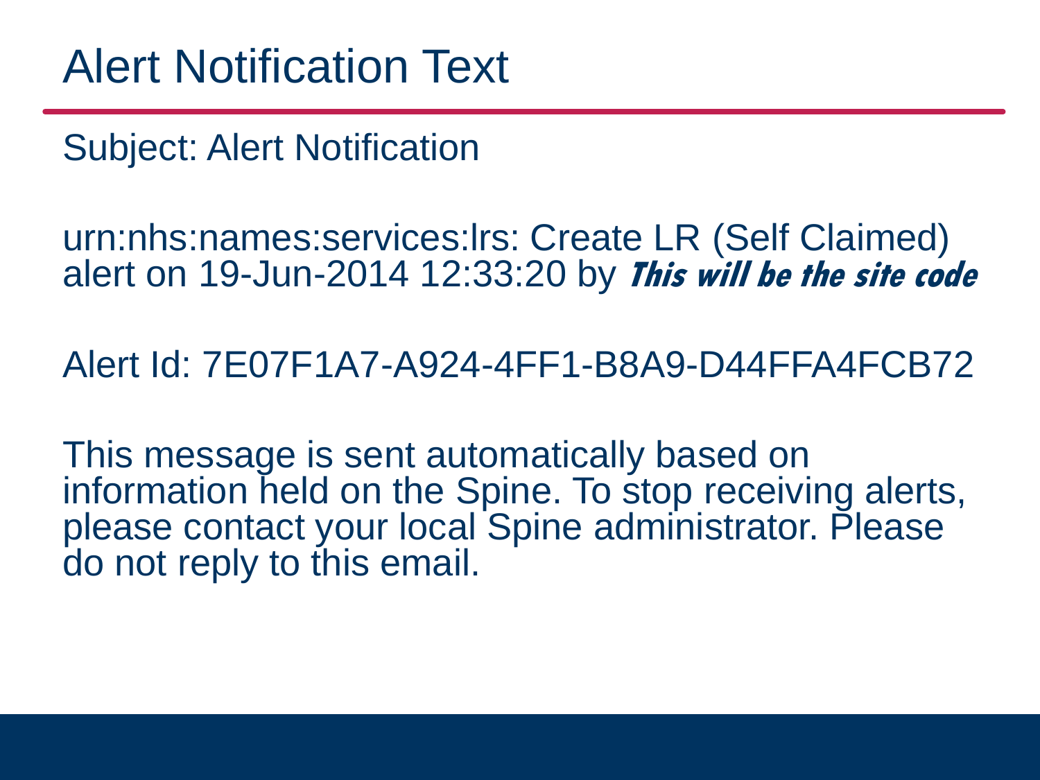# Alert Notification Text

Subject: Alert Notification

urn:nhs:names:services:lrs: Create LR (Self Claimed) alert on 19-Jun-2014 12:33:20 by ***This will be the site code***

Alert Id: 7E07F1A7-A924-4FF1-B8A9-D44FFA4FCB72

This message is sent automatically based on information held on the Spine. To stop receiving alerts, please contact your local Spine administrator. Please do not reply to this email.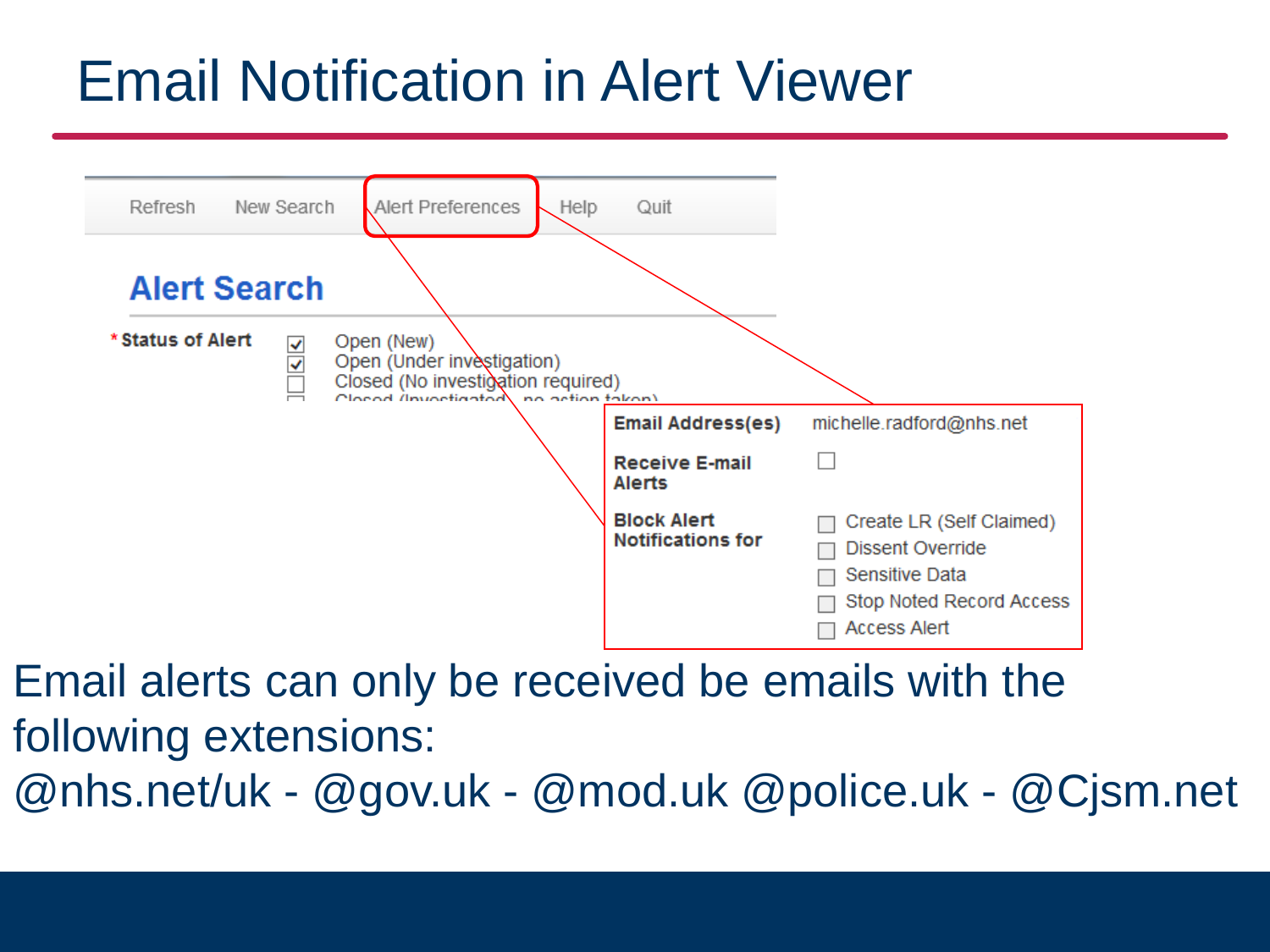# Email Notification in Alert Viewer

Refresh | New Search | Alert Preferences | Help | Quit

## Alert Search

*Status of Alert

- [x] Open (New)
- [x] Open (Under investigation)
- [ ] Closed (No investigation required)
- [ ] Closed (Investigated – no action taken)

| | |
|---|---|
| **Email Address(es)** | michelle.radford@nhs.net |
| **Receive E-mail Alerts** | ☐ |
| **Block Alert Notifications for** | ☐ Create LR (Self Claimed)<br>☐ Dissent Override<br>☐ Sensitive Data<br>☐ Stop Noted Record Access<br>☐ Access Alert |

Email alerts can only be received be emails with the following extensions:
@nhs.net/uk - @gov.uk - @mod.uk @police.uk - @Cjsm.net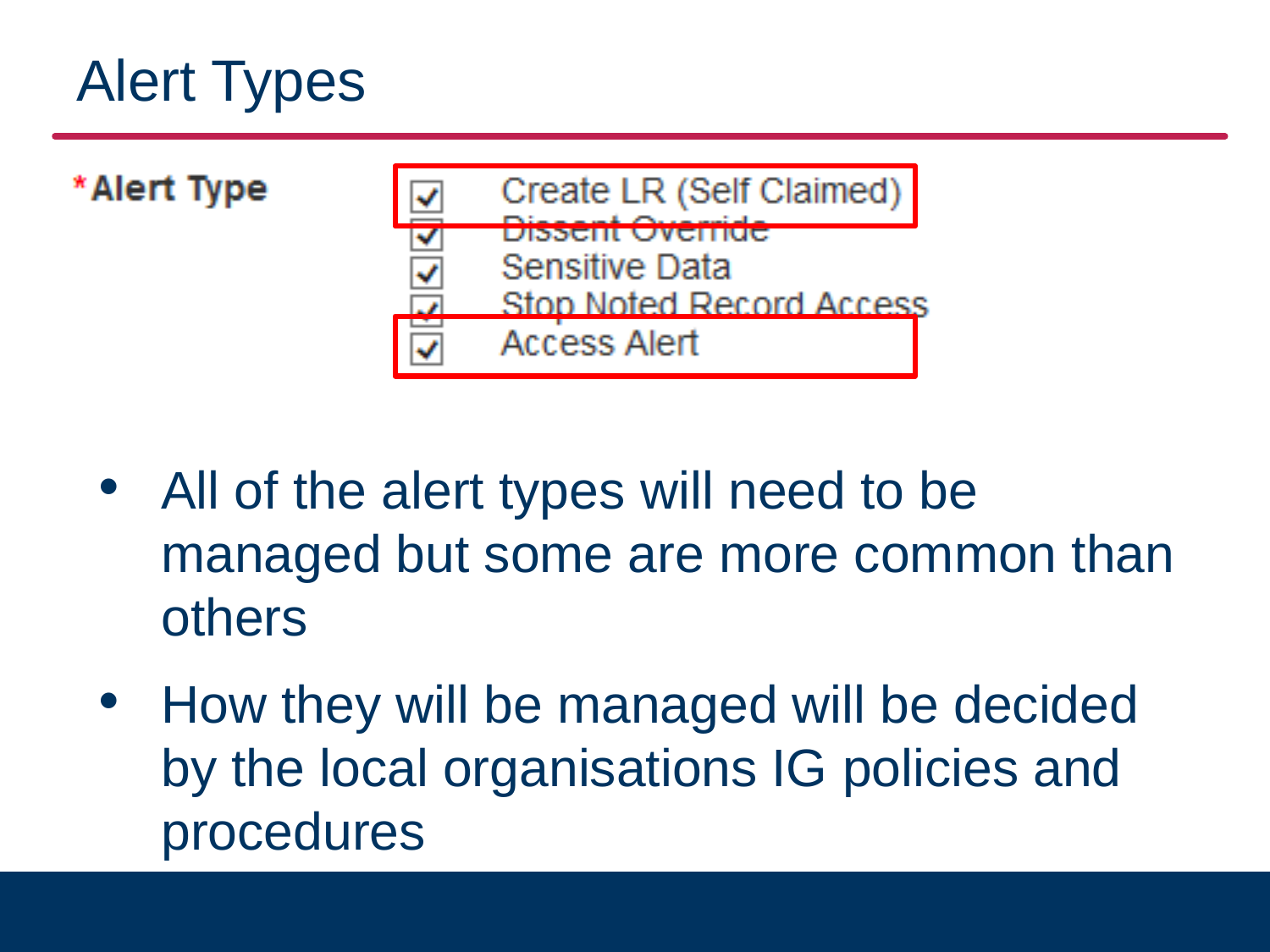# Alert Types

*Alert Type

- [x] Create LR (Self Claimed)
- [x] Dissent Override
- [x] Sensitive Data
- [x] Stop Noted Record Access
- [x] Access Alert

- All of the alert types will need to be managed but some are more common than others
- How they will be managed will be decided by the local organisations IG policies and procedures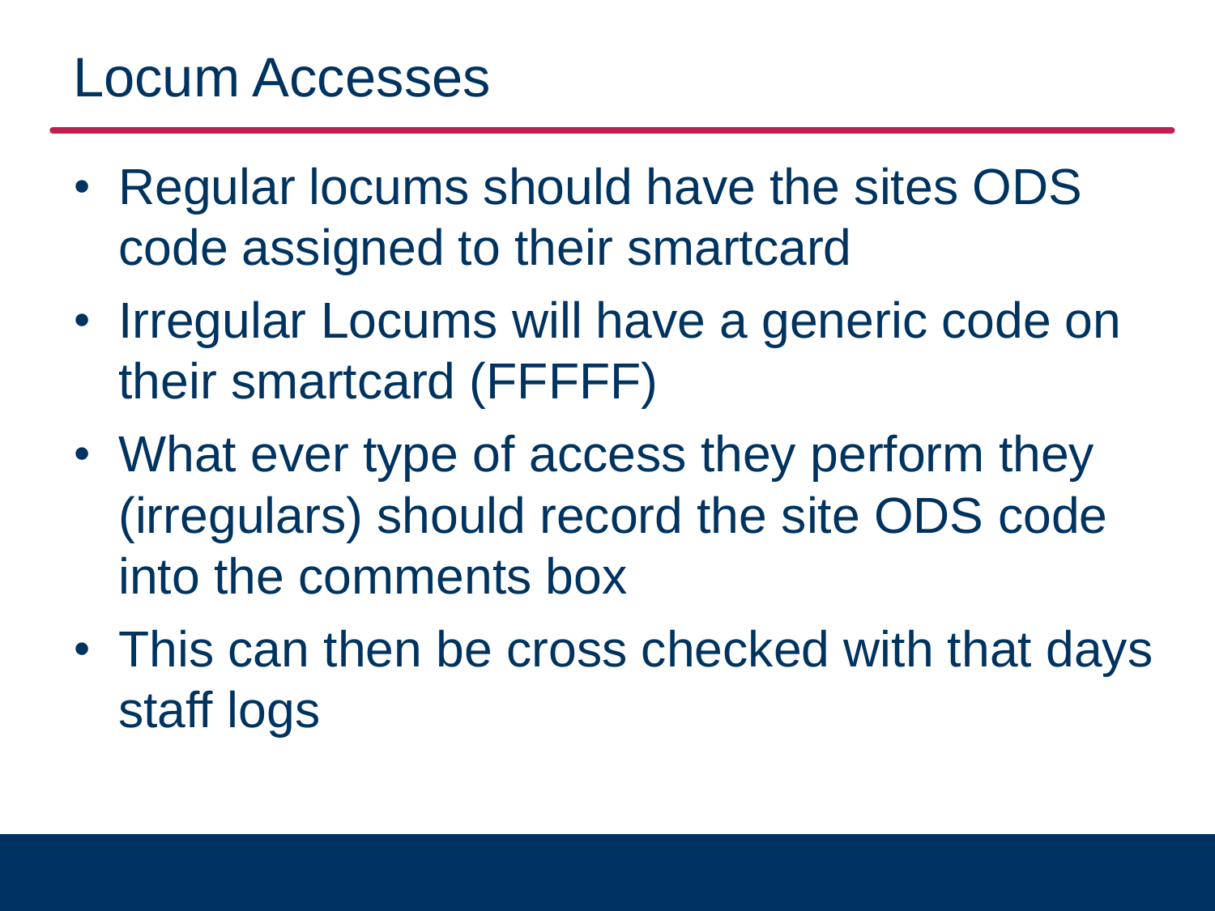# Locum Accesses

- Regular locums should have the sites ODS code assigned to their smartcard
- Irregular Locums will have a generic code on their smartcard (FFFFF)
- What ever type of access they perform they (irregulars) should record the site ODS code into the comments box
- This can then be cross checked with that days staff logs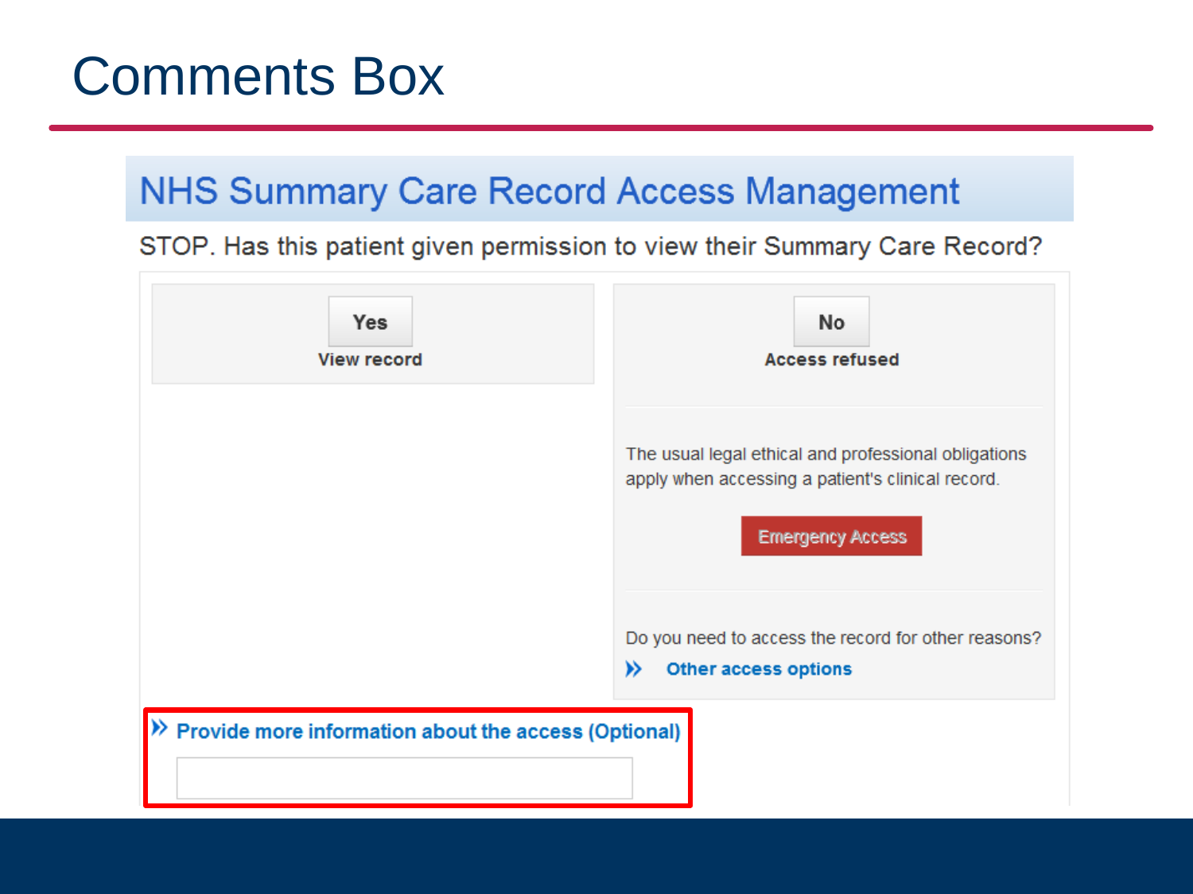# Comments Box

## NHS Summary Care Record Access Management

STOP. Has this patient given permission to view their Summary Care Record?

**Yes**
**View record**

**No**
**Access refused**

The usual legal ethical and professional obligations apply when accessing a patient's clinical record.

Emergency Access

Do you need to access the record for other reasons?

» **Other access options**

» **Provide more information about the access (Optional)**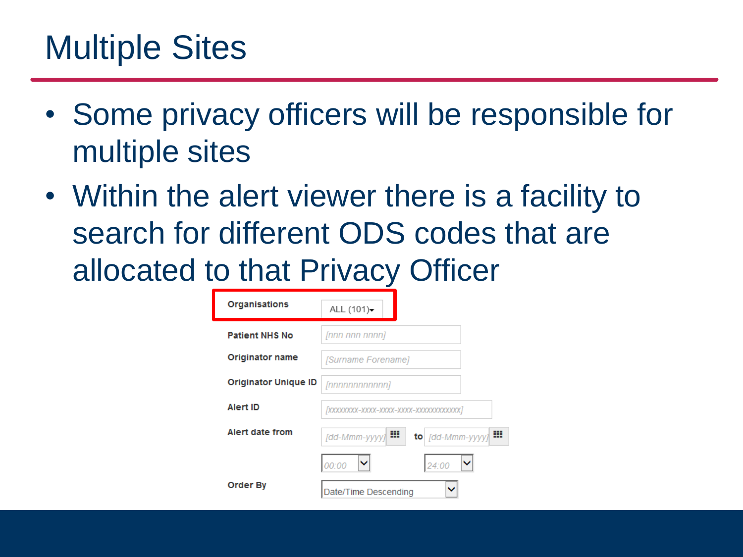# Multiple Sites

- Some privacy officers will be responsible for multiple sites
- Within the alert viewer there is a facility to search for different ODS codes that are allocated to that Privacy Officer

| | |
|---|---|
| **Organisations** | ALL (101) |
| **Patient NHS No** | [nnn nnn nnnn] |
| **Originator name** | [Surname Forename] |
| **Originator Unique ID** | [nnnnnnnnnnnn] |
| **Alert ID** | [xxxxxxxx-xxxx-xxxx-xxxx-xxxxxxxxxxxx] |
| **Alert date from** | [dd-Mmm-yyyy] **to** [dd-Mmm-yyyy] |
| | 00:00 24:00 |
| **Order By** | Date/Time Descending |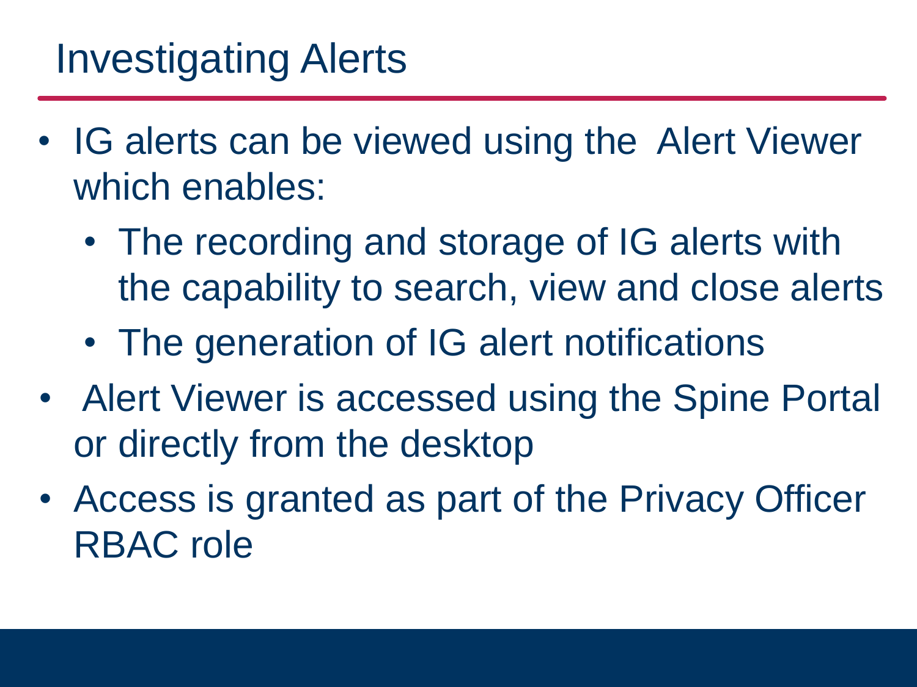# Investigating Alerts

- IG alerts can be viewed using the Alert Viewer which enables:
  - The recording and storage of IG alerts with the capability to search, view and close alerts
  - The generation of IG alert notifications
- Alert Viewer is accessed using the Spine Portal or directly from the desktop
- Access is granted as part of the Privacy Officer RBAC role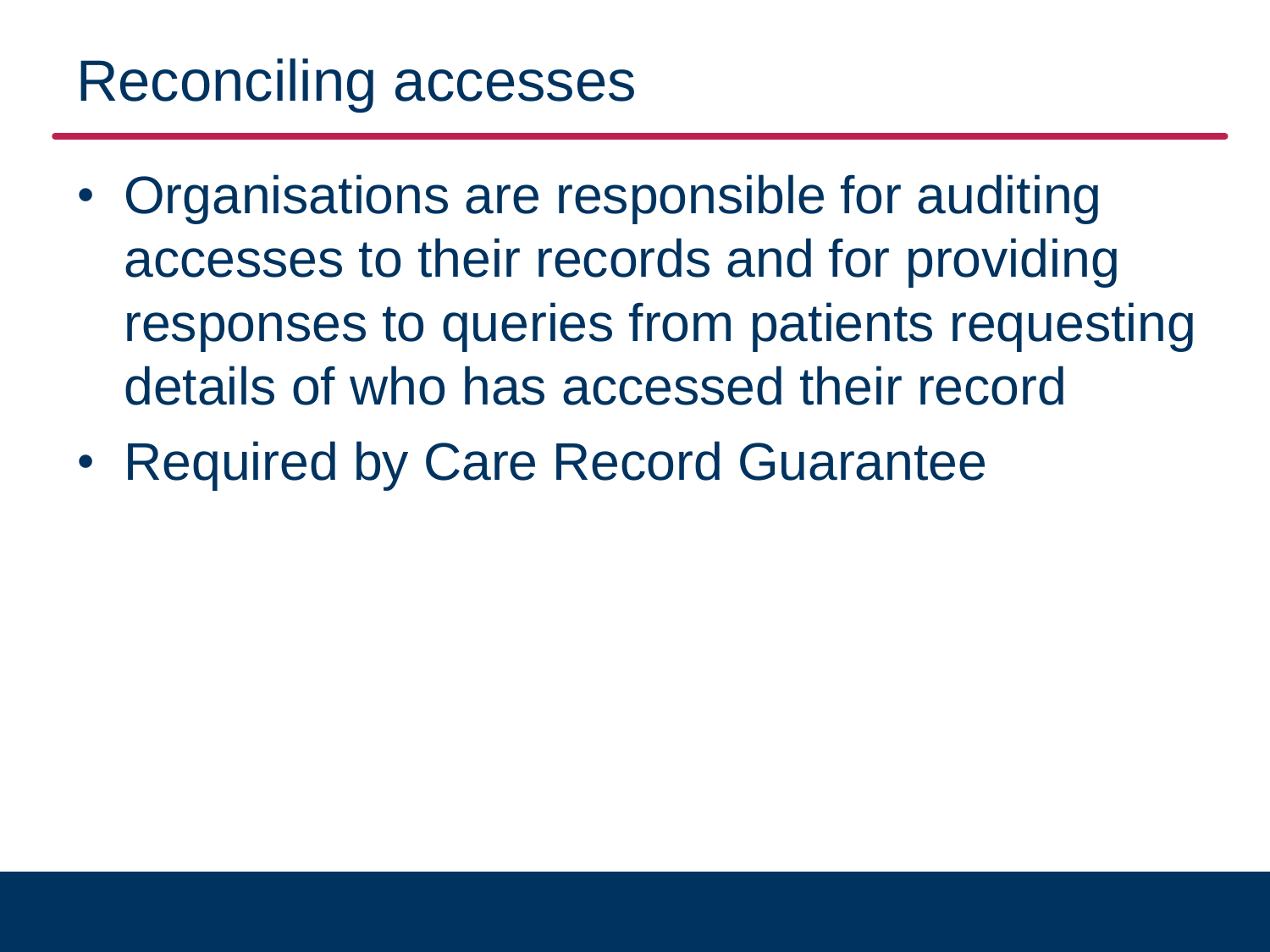# Reconciling accesses

- Organisations are responsible for auditing accesses to their records and for providing responses to queries from patients requesting details of who has accessed their record
- Required by Care Record Guarantee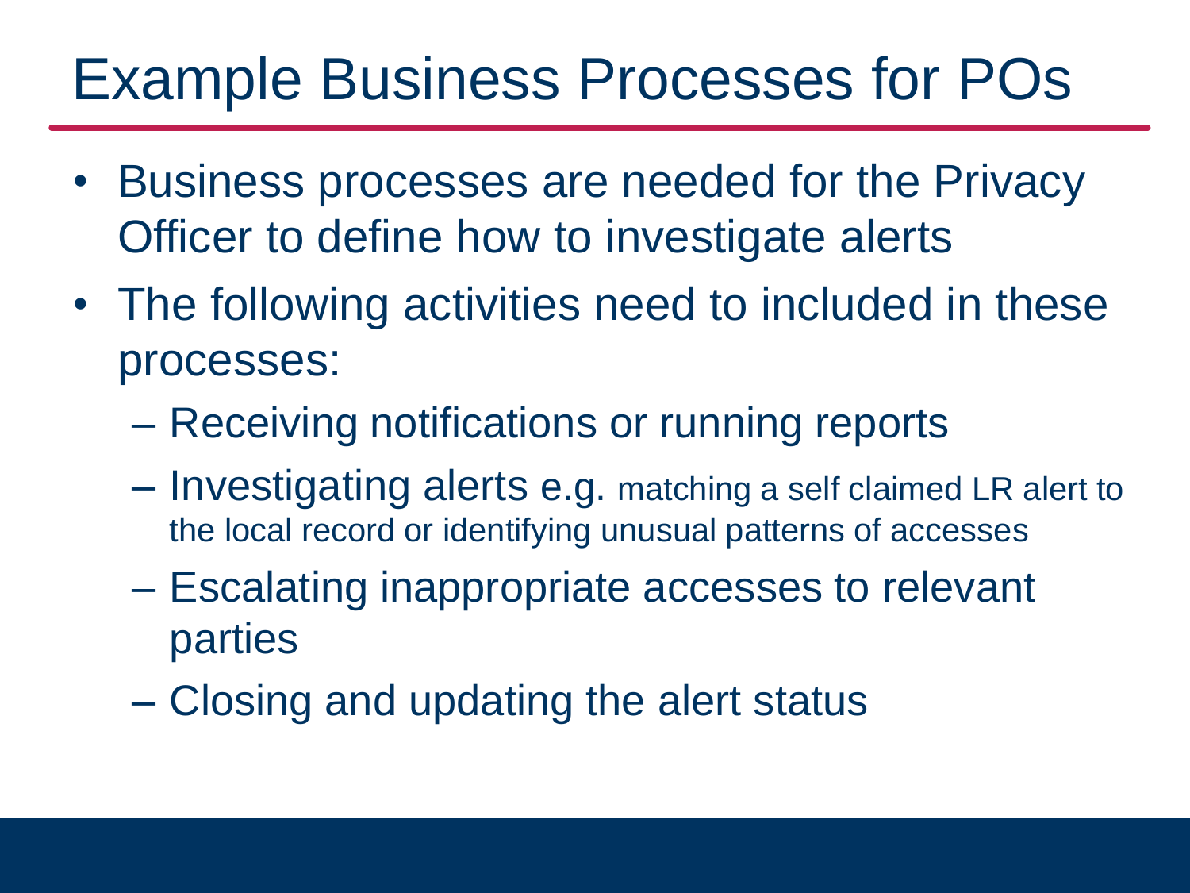# Example Business Processes for POs

- Business processes are needed for the Privacy Officer to define how to investigate alerts
- The following activities need to included in these processes:
  - Receiving notifications or running reports
  - Investigating alerts e.g. matching a self claimed LR alert to the local record or identifying unusual patterns of accesses
  - Escalating inappropriate accesses to relevant parties
  - Closing and updating the alert status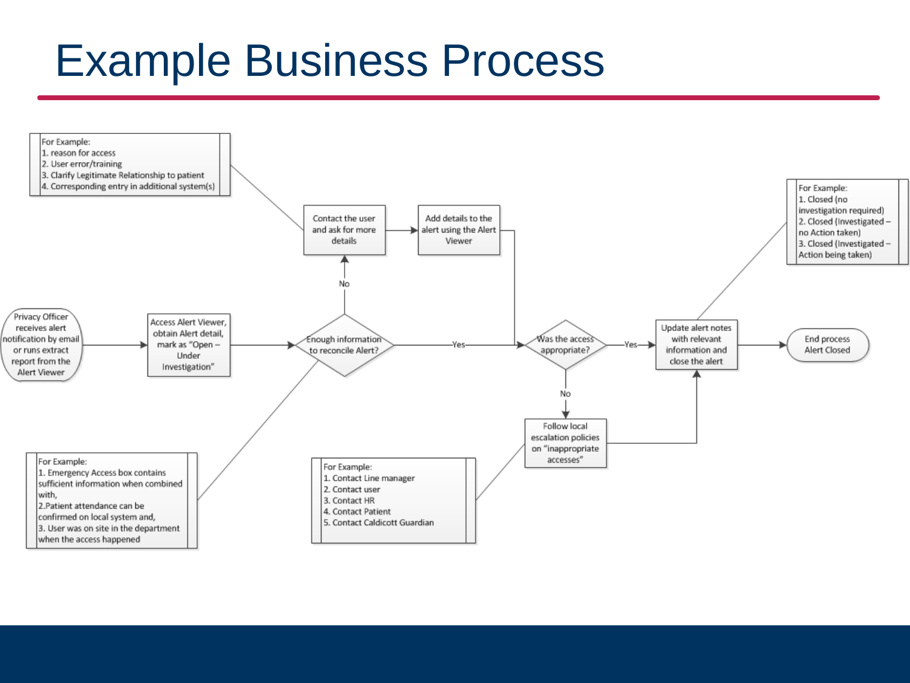# Example Business Process

Privacy Officer receives alert notification by email or runs extract report from the Alert Viewer

Access Alert Viewer, obtain Alert detail, mark as "Open – Under Investigation"

Enough information to reconcile Alert?

- No → Contact the user and ask for more details → Add details to the alert using the Alert Viewer
- Yes → Was the access appropriate?

Was the access appropriate?

- Yes → Update alert notes with relevant information and close the alert → End process Alert Closed
- No → Follow local escalation policies on "inappropriate accesses" → Update alert notes with relevant information and close the alert

For Example:
1. reason for access
2. User error/training
3. Clarify Legitimate Relationship to patient
4. Corresponding entry in additional system(s)

For Example:
1. Emergency Access box contains sufficient information when combined with,
2. Patient attendance can be confirmed on local system and,
3. User was on site in the department when the access happened

For Example:
1. Contact Line manager
2. Contact user
3. Contact HR
4. Contact Patient
5. Contact Caldicott Guardian

For Example:
1. Closed (no investigation required)
2. Closed (Investigated – no Action taken)
3. Closed (Investigated – Action being taken)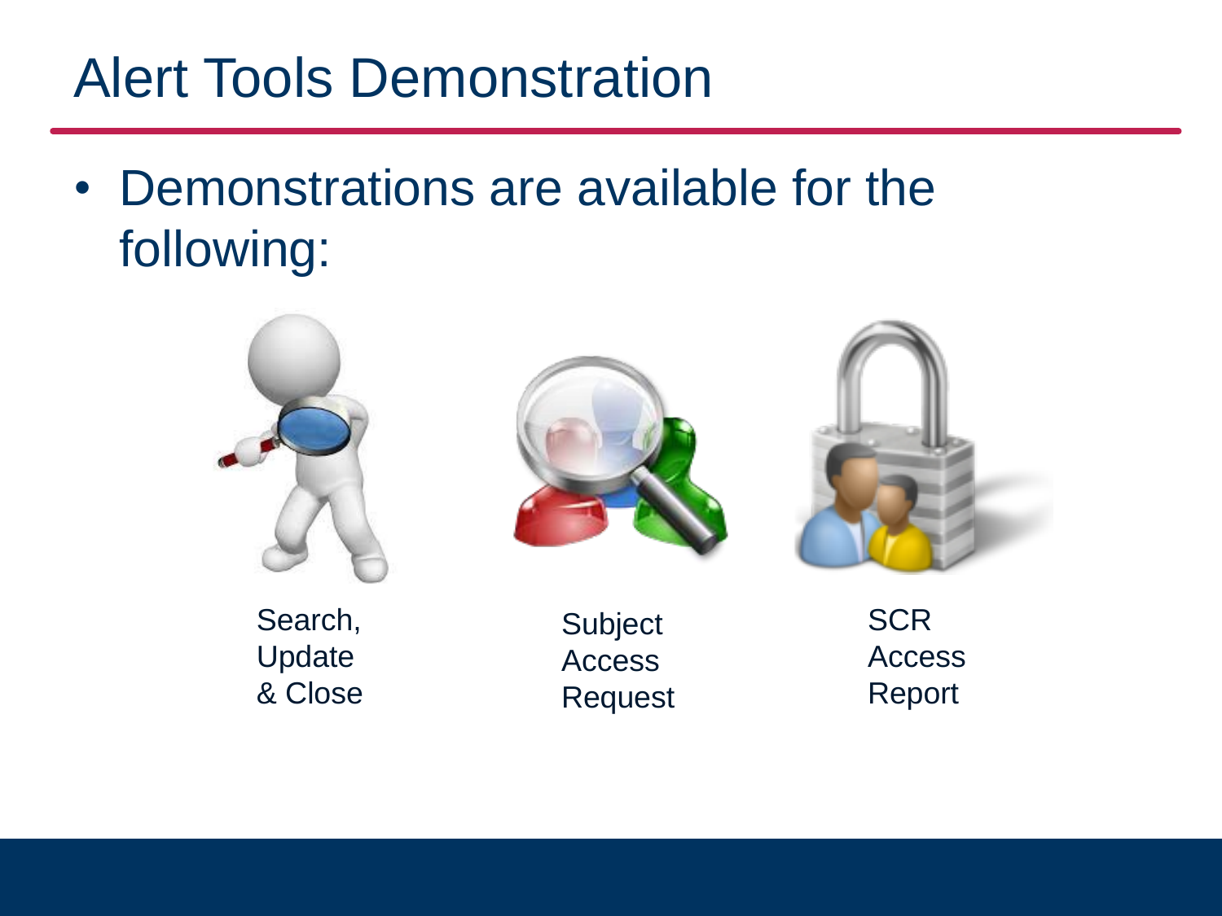# Alert Tools Demonstration

- Demonstrations are available for the following:

Search, Update & Close

Subject Access Request

SCR Access Report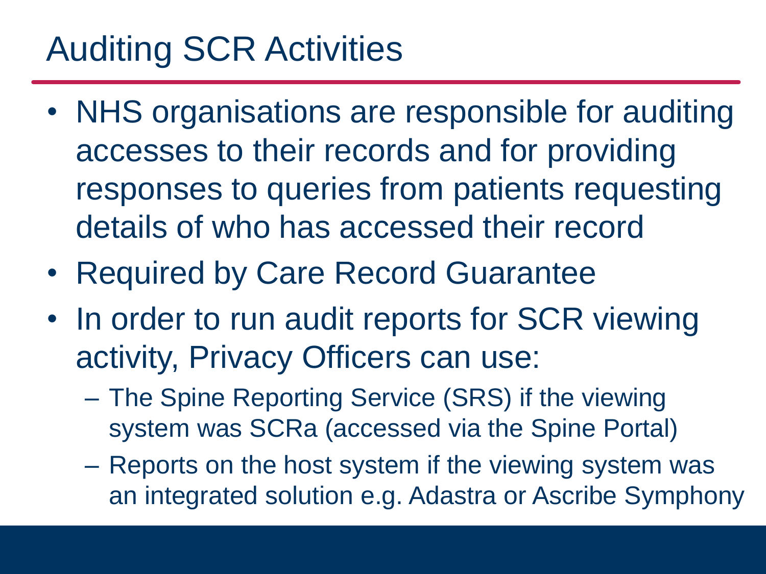# Auditing SCR Activities

- NHS organisations are responsible for auditing accesses to their records and for providing responses to queries from patients requesting details of who has accessed their record
- Required by Care Record Guarantee
- In order to run audit reports for SCR viewing activity, Privacy Officers can use:
  - The Spine Reporting Service (SRS) if the viewing system was SCRa (accessed via the Spine Portal)
  - Reports on the host system if the viewing system was an integrated solution e.g. Adastra or Ascribe Symphony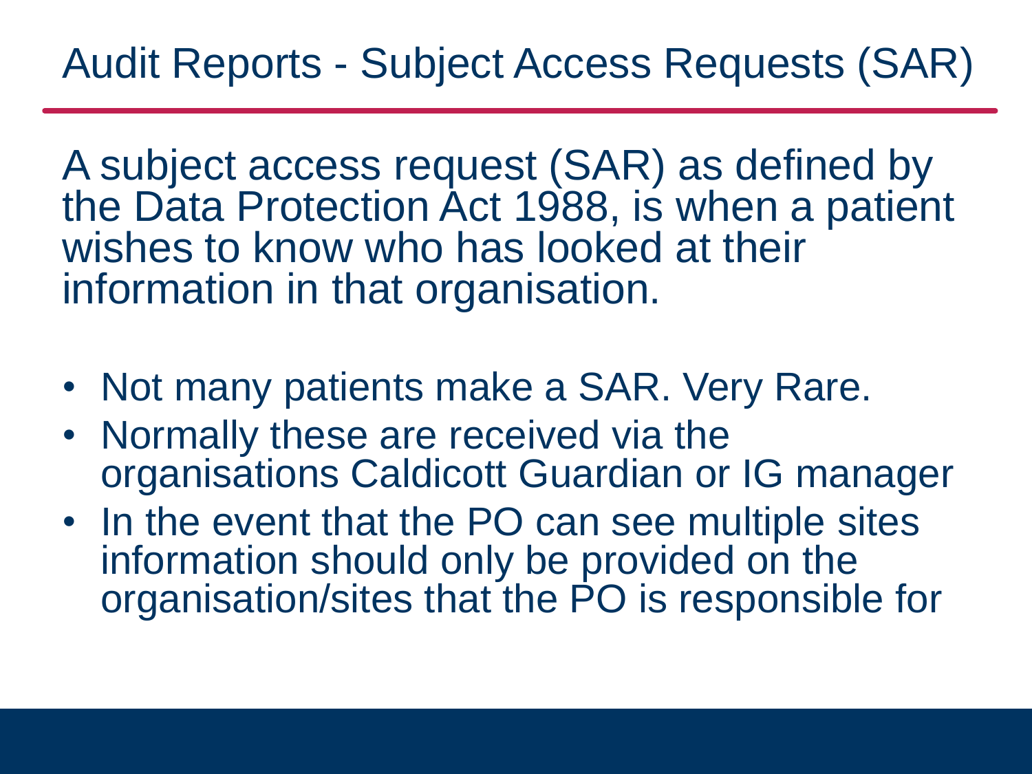# Audit Reports - Subject Access Requests (SAR)

A subject access request (SAR) as defined by the Data Protection Act 1988, is when a patient wishes to know who has looked at their information in that organisation.

- Not many patients make a SAR. Very Rare.
- Normally these are received via the organisations Caldicott Guardian or IG manager
- In the event that the PO can see multiple sites information should only be provided on the organisation/sites that the PO is responsible for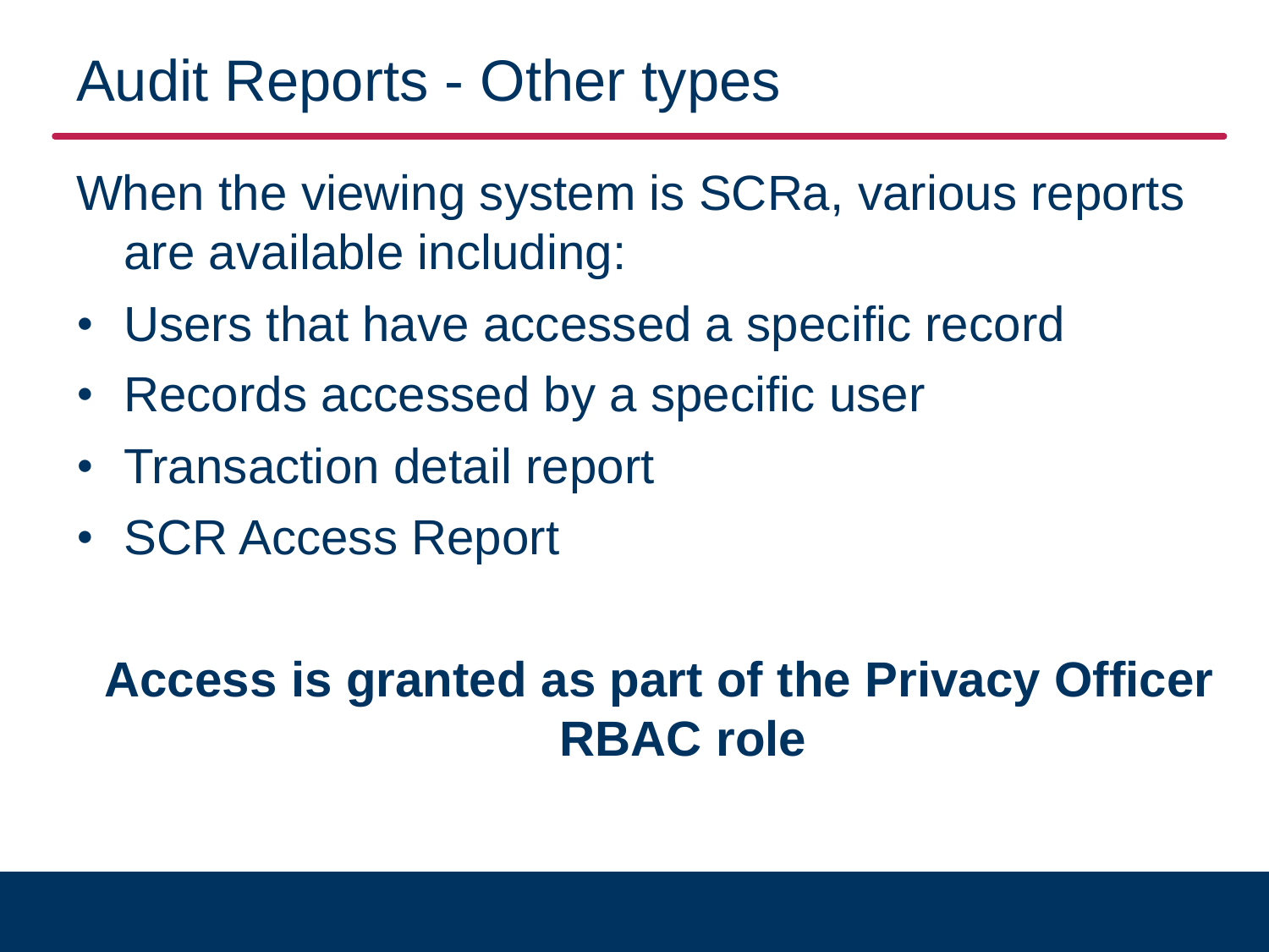# Audit Reports - Other types

When the viewing system is SCRa, various reports are available including:

- Users that have accessed a specific record
- Records accessed by a specific user
- Transaction detail report
- SCR Access Report

**Access is granted as part of the Privacy Officer RBAC role**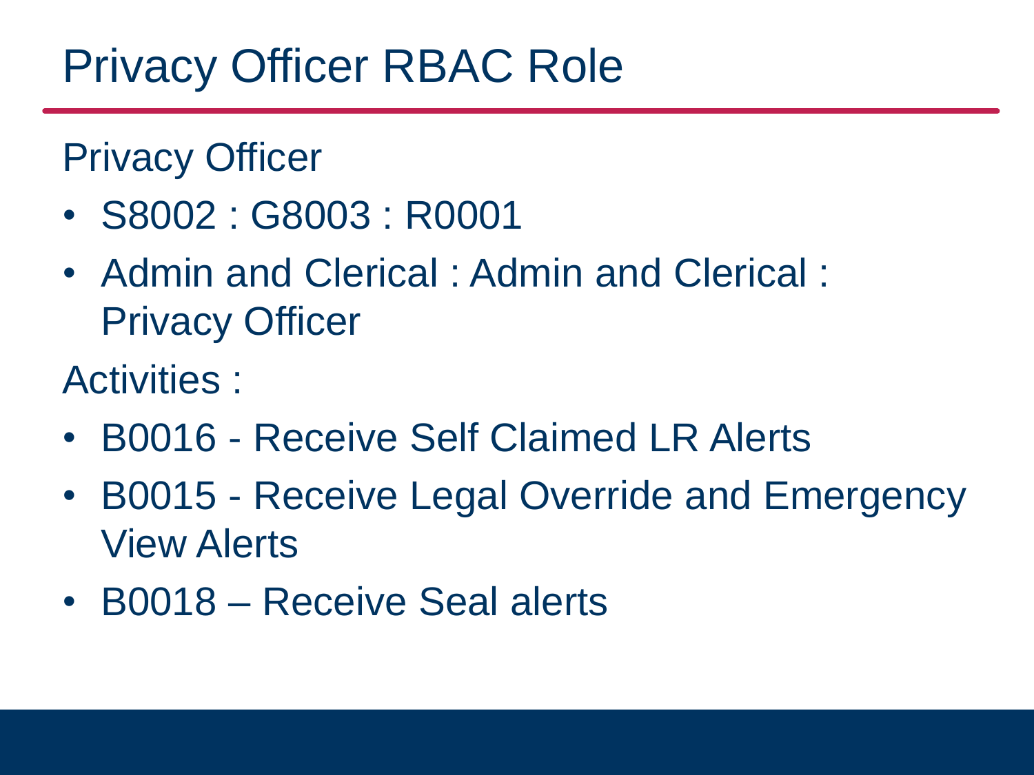# Privacy Officer RBAC Role

Privacy Officer

- S8002 : G8003 : R0001
- Admin and Clerical : Admin and Clerical : Privacy Officer

Activities :

- B0016 - Receive Self Claimed LR Alerts
- B0015 - Receive Legal Override and Emergency View Alerts
- B0018 – Receive Seal alerts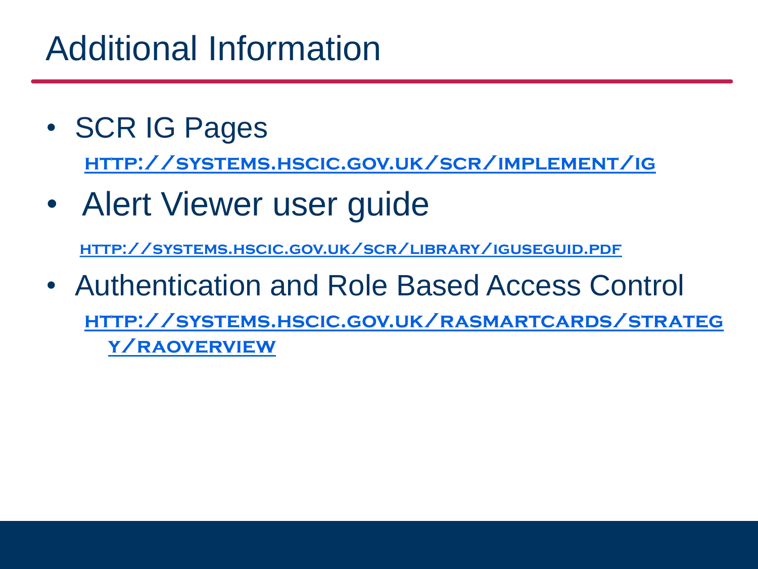# Additional Information

- SCR IG Pages

  HTTP://SYSTEMS.HSCIC.GOV.UK/SCR/IMPLEMENT/IG

- Alert Viewer user guide

  HTTP://SYSTEMS.HSCIC.GOV.UK/SCR/LIBRARY/IGUSEGUID.PDF

- Authentication and Role Based Access Control

  HTTP://SYSTEMS.HSCIC.GOV.UK/RASMARTCARDS/STRATEGY/RAOVERVIEW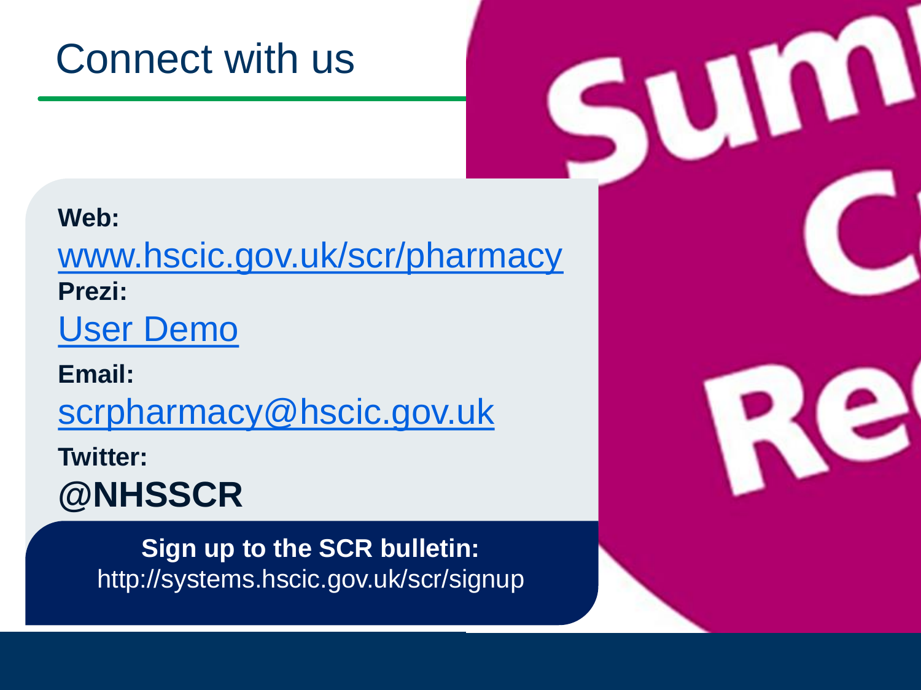# Connect with us

**Web:**

www.hscic.gov.uk/scr/pharmacy

**Prezi:**

User Demo

**Email:**

scrpharmacy@hscic.gov.uk

**Twitter:**

**@NHSSCR**

**Sign up to the SCR bulletin:**

http://systems.hscic.gov.uk/scr/signup